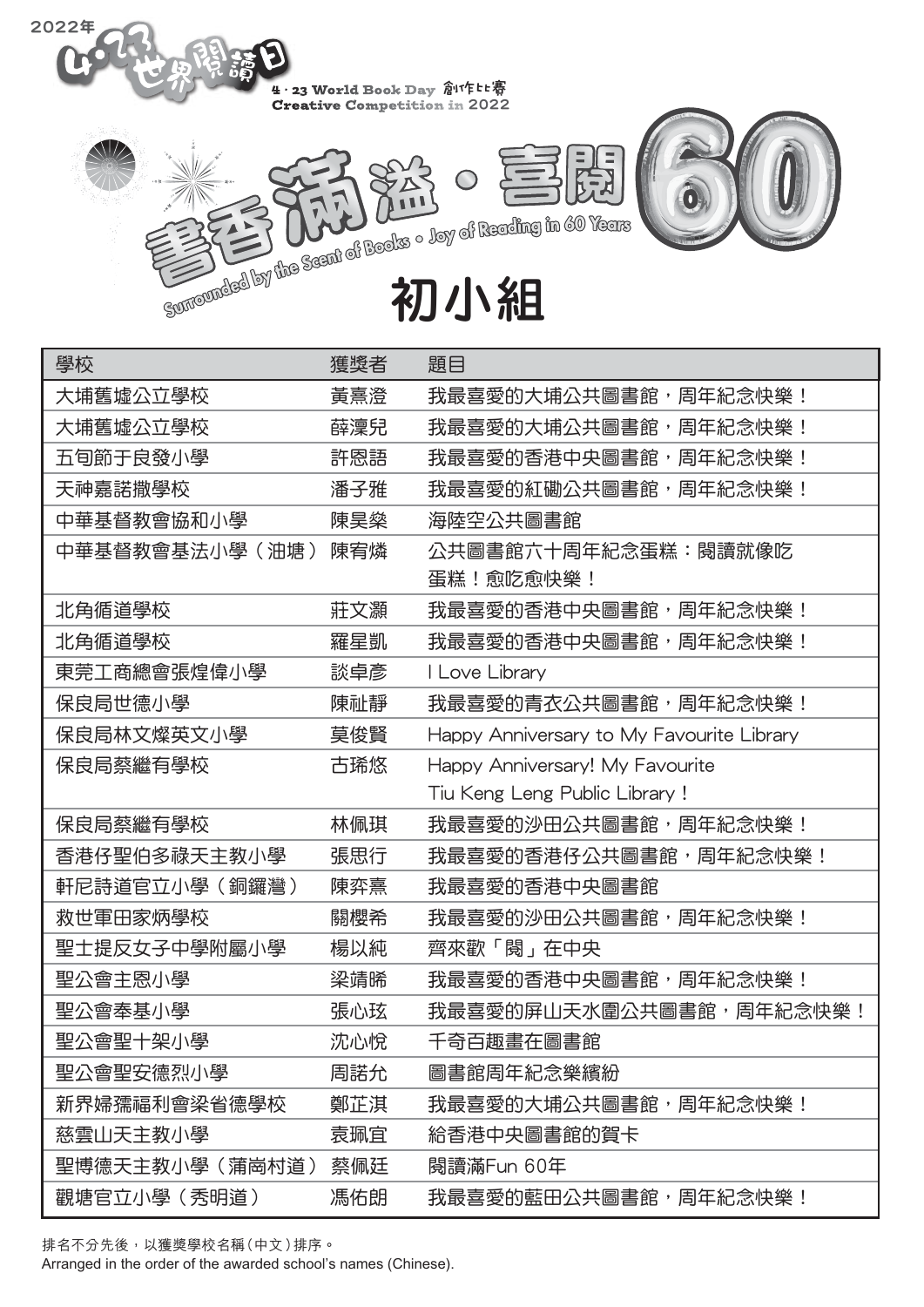2022年

4·23 世界閱讀日

4 · 23 World Book Day 創作比賽
Creative Competition in 2022

# 書香滿溢 · 喜閱 60

Surrounded by the Scent of Books · Joy of Reading in 60 Years

## 初小組

| 學校 | 獲獎者 | 題目 |
|---|---|---|
| 大埔舊墟公立學校 | 黃熹澄 | 我最喜愛的大埔公共圖書館，周年紀念快樂！ |
| 大埔舊墟公立學校 | 薛澟兒 | 我最喜愛的大埔公共圖書館，周年紀念快樂！ |
| 五旬節于良發小學 | 許恩語 | 我最喜愛的香港中央圖書館，周年紀念快樂！ |
| 天神嘉諾撒學校 | 潘子雅 | 我最喜愛的紅磡公共圖書館，周年紀念快樂！ |
| 中華基督教會協和小學 | 陳昊燊 | 海陸空公共圖書館 |
| 中華基督教會基法小學（油塘） | 陳宥燐 | 公共圖書館六十周年紀念蛋糕：閱讀就像吃蛋糕！愈吃愈快樂！ |
| 北角循道學校 | 莊文灝 | 我最喜愛的香港中央圖書館，周年紀念快樂！ |
| 北角循道學校 | 羅星凱 | 我最喜愛的香港中央圖書館，周年紀念快樂！ |
| 東莞工商總會張煌偉小學 | 談卓彥 | I Love Library |
| 保良局世德小學 | 陳祉靜 | 我最喜愛的青衣公共圖書館，周年紀念快樂！ |
| 保良局林文燦英文小學 | 莫俊賢 | Happy Anniversary to My Favourite Library |
| 保良局蔡繼有學校 | 古琋悠 | Happy Anniversary! My Favourite Tiu Keng Leng Public Library！ |
| 保良局蔡繼有學校 | 林佩琪 | 我最喜愛的沙田公共圖書館，周年紀念快樂！ |
| 香港仔聖伯多祿天主教小學 | 張思行 | 我最喜愛的香港仔公共圖書館，周年紀念快樂！ |
| 軒尼詩道官立小學（銅鑼灣） | 陳弈熹 | 我最喜愛的香港中央圖書館 |
| 救世軍田家炳學校 | 關櫻希 | 我最喜愛的沙田公共圖書館，周年紀念快樂！ |
| 聖士提反女子中學附屬小學 | 楊以純 | 齊來歡「閱」在中央 |
| 聖公會主恩小學 | 梁靖晞 | 我最喜愛的香港中央圖書館，周年紀念快樂！ |
| 聖公會奉基小學 | 張心玹 | 我最喜愛的屏山天水圍公共圖書館，周年紀念快樂！ |
| 聖公會聖十架小學 | 沈心悅 | 千奇百趣畫在圖書館 |
| 聖公會聖安德烈小學 | 周諾允 | 圖書館周年紀念樂繽紛 |
| 新界婦孺福利會梁省德學校 | 鄭芷淇 | 我最喜愛的大埔公共圖書館，周年紀念快樂！ |
| 慈雲山天主教小學 | 袁珮宜 | 給香港中央圖書館的賀卡 |
| 聖博德天主教小學（蒲崗村道） | 蔡佩廷 | 閱讀滿Fun 60年 |
| 觀塘官立小學（秀明道） | 馮佑朗 | 我最喜愛的藍田公共圖書館，周年紀念快樂！ |

排名不分先後，以獲獎學校名稱（中文）排序。
Arranged in the order of the awarded school's names (Chinese).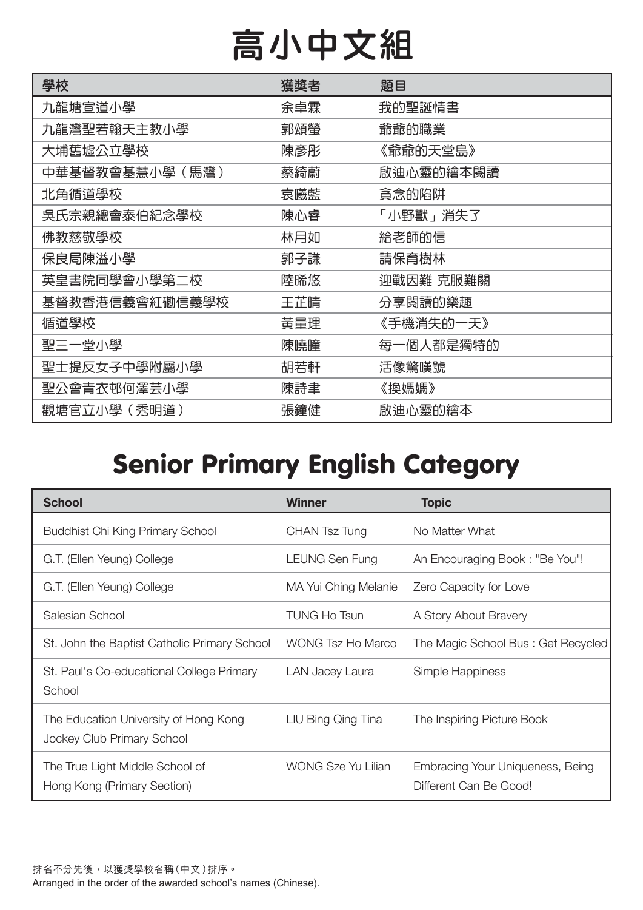# 高小中文組

| 學校 | 獲獎者 | 題目 |
|---|---|---|
| 九龍塘宣道小學 | 余卓霖 | 我的聖誕情書 |
| 九龍灣聖若翰天主教小學 | 郭頌螢 | 爺爺的職業 |
| 大埔舊墟公立學校 | 陳彥彤 | 《爺爺的天堂島》 |
| 中華基督教會基慧小學（馬灣） | 蔡綺蔚 | 啟迪心靈的繪本閱讀 |
| 北角循道學校 | 袁曦藍 | 貪念的陷阱 |
| 吳氏宗親總會泰伯紀念學校 | 陳心睿 | 「小野獸」消失了 |
| 佛教慈敬學校 | 林月如 | 給老師的信 |
| 保良局陳溢小學 | 郭子謙 | 請保育樹林 |
| 英皇書院同學會小學第二校 | 陸睎悠 | 迎戰困難 克服難關 |
| 基督教香港信義會紅磡信義學校 | 王芷晴 | 分享閱讀的樂趣 |
| 循道學校 | 黃量理 | 《手機消失的一天》 |
| 聖三一堂小學 | 陳曉曈 | 每一個人都是獨特的 |
| 聖士提反女子中學附屬小學 | 胡若軒 | 活像驚嘆號 |
| 聖公會青衣邨何澤芸小學 | 陳詩聿 | 《換媽媽》 |
| 觀塘官立小學（秀明道） | 張鐘健 | 啟迪心靈的繪本 |

# Senior Primary English Category

| School | Winner | Topic |
|---|---|---|
| Buddhist Chi King Primary School | CHAN Tsz Tung | No Matter What |
| G.T. (Ellen Yeung) College | LEUNG Sen Fung | An Encouraging Book : "Be You"! |
| G.T. (Ellen Yeung) College | MA Yui Ching Melanie | Zero Capacity for Love |
| Salesian School | TUNG Ho Tsun | A Story About Bravery |
| St. John the Baptist Catholic Primary School | WONG Tsz Ho Marco | The Magic School Bus : Get Recycled |
| St. Paul's Co-educational College Primary School | LAN Jacey Laura | Simple Happiness |
| The Education University of Hong Kong Jockey Club Primary School | LIU Bing Qing Tina | The Inspiring Picture Book |
| The True Light Middle School of Hong Kong (Primary Section) | WONG Sze Yu Lilian | Embracing Your Uniqueness, Being Different Can Be Good! |

排名不分先後，以獲獎學校名稱（中文）排序。
Arranged in the order of the awarded school's names (Chinese).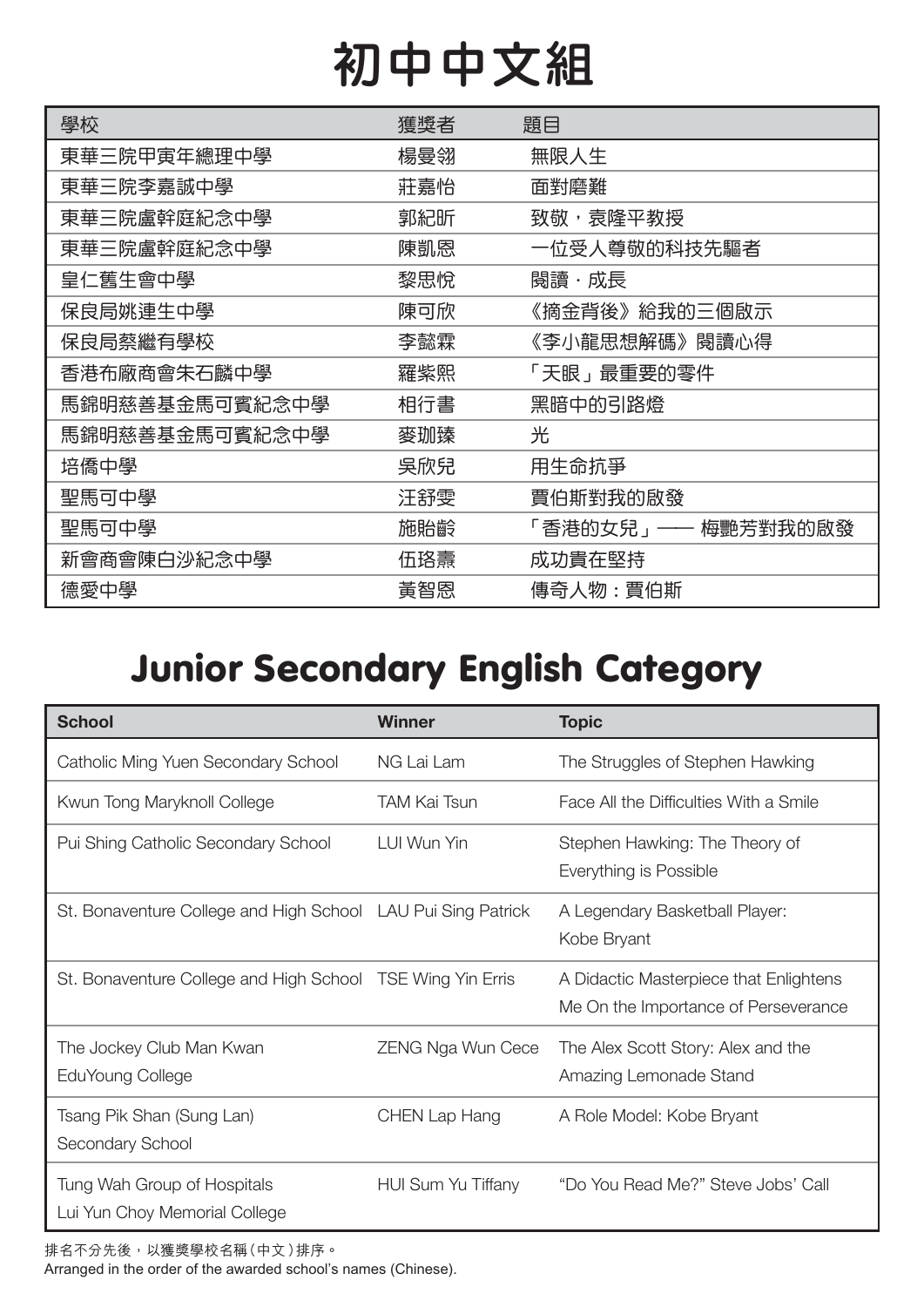# 初中中文組

| 學校 | 獲獎者 | 題目 |
|---|---|---|
| 東華三院甲寅年總理中學 | 楊曼翎 | 無限人生 |
| 東華三院李嘉誠中學 | 莊嘉怡 | 面對磨難 |
| 東華三院盧幹庭紀念中學 | 郭紀昕 | 致敬，袁隆平教授 |
| 東華三院盧幹庭紀念中學 | 陳凱恩 | 一位受人尊敬的科技先驅者 |
| 皇仁舊生會中學 | 黎思悅 | 閱讀・成長 |
| 保良局姚連生中學 | 陳可欣 | 《摘金背後》給我的三個啟示 |
| 保良局蔡繼有學校 | 李懿霖 | 《李小龍思想解碼》閱讀心得 |
| 香港布廠商會朱石麟中學 | 羅紫熙 | 「天眼」最重要的零件 |
| 馬錦明慈善基金馬可賓紀念中學 | 相行書 | 黑暗中的引路燈 |
| 馬錦明慈善基金馬可賓紀念中學 | 麥珈臻 | 光 |
| 培僑中學 | 吳欣兒 | 用生命抗爭 |
| 聖馬可中學 | 汪舒雯 | 賈伯斯對我的啟發 |
| 聖馬可中學 | 施貽齡 | 「香港的女兒」—— 梅艷芳對我的啟發 |
| 新會商會陳白沙紀念中學 | 伍珞熹 | 成功貴在堅持 |
| 德愛中學 | 黃智恩 | 傳奇人物：賈伯斯 |

# Junior Secondary English Category

| School | Winner | Topic |
|---|---|---|
| Catholic Ming Yuen Secondary School | NG Lai Lam | The Struggles of Stephen Hawking |
| Kwun Tong Maryknoll College | TAM Kai Tsun | Face All the Difficulties With a Smile |
| Pui Shing Catholic Secondary School | LUI Wun Yin | Stephen Hawking: The Theory of Everything is Possible |
| St. Bonaventure College and High School | LAU Pui Sing Patrick | A Legendary Basketball Player: Kobe Bryant |
| St. Bonaventure College and High School | TSE Wing Yin Erris | A Didactic Masterpiece that Enlightens Me On the Importance of Perseverance |
| The Jockey Club Man Kwan EduYoung College | ZENG Nga Wun Cece | The Alex Scott Story: Alex and the Amazing Lemonade Stand |
| Tsang Pik Shan (Sung Lan) Secondary School | CHEN Lap Hang | A Role Model: Kobe Bryant |
| Tung Wah Group of Hospitals Lui Yun Choy Memorial College | HUI Sum Yu Tiffany | "Do You Read Me?" Steve Jobs' Call |

排名不分先後，以獲獎學校名稱（中文）排序。
Arranged in the order of the awarded school's names (Chinese).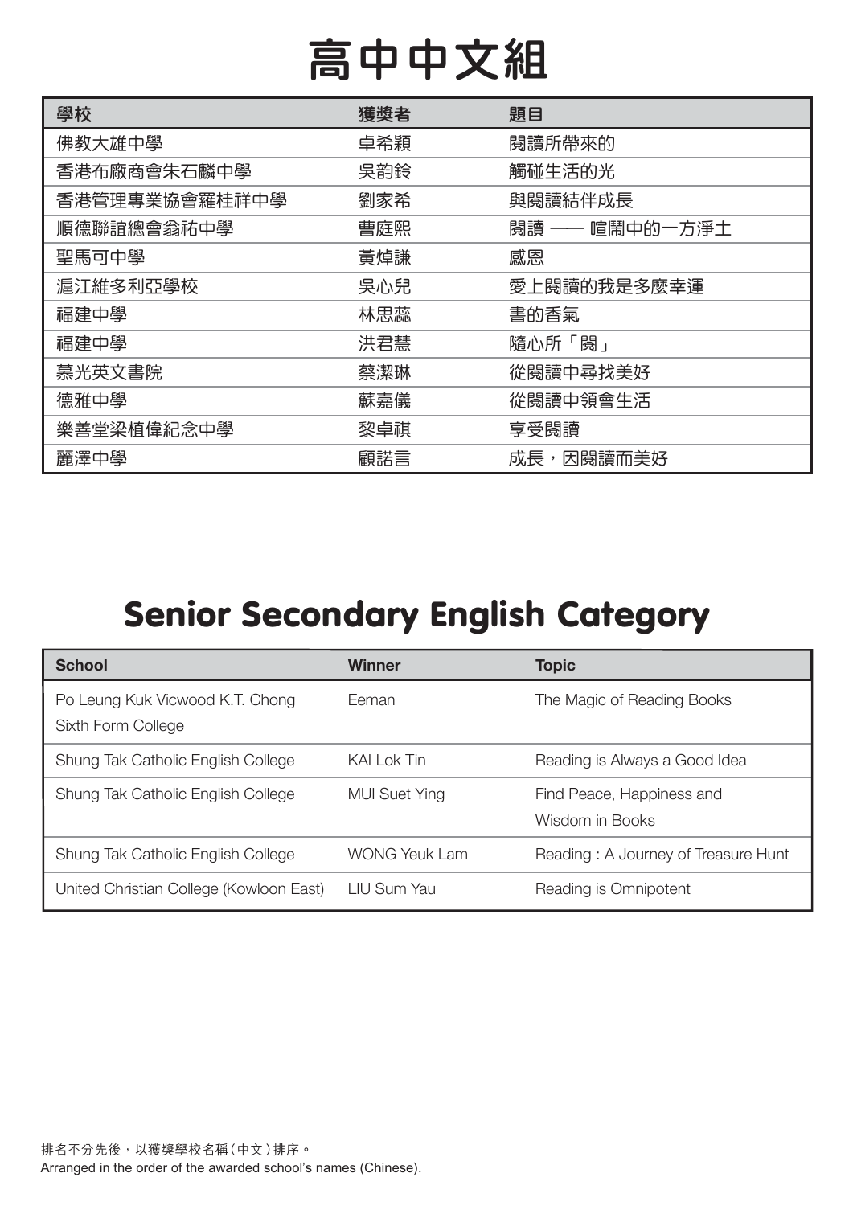# 高中中文組

| 學校 | 獲獎者 | 題目 |
| --- | --- | --- |
| 佛教大雄中學 | 卓希穎 | 閱讀所帶來的 |
| 香港布廠商會朱石麟中學 | 吳韵鈴 | 觸碰生活的光 |
| 香港管理專業協會羅桂祥中學 | 劉家希 | 與閱讀結伴成長 |
| 順德聯誼總會翁祐中學 | 曹庭熙 | 閱讀 —— 喧鬧中的一方淨土 |
| 聖馬可中學 | 黃焯謙 | 感恩 |
| 滬江維多利亞學校 | 吳心兒 | 愛上閱讀的我是多麼幸運 |
| 福建中學 | 林思蕊 | 書的香氣 |
| 福建中學 | 洪君慧 | 隨心所「閱」 |
| 慕光英文書院 | 蔡潔琳 | 從閱讀中尋找美好 |
| 德雅中學 | 蘇嘉儀 | 從閱讀中領會生活 |
| 樂善堂梁植偉紀念中學 | 黎卓祺 | 享受閱讀 |
| 麗澤中學 | 顧諾言 | 成長，因閱讀而美好 |

# Senior Secondary English Category

| School | Winner | Topic |
| --- | --- | --- |
| Po Leung Kuk Vicwood K.T. Chong Sixth Form College | Eeman | The Magic of Reading Books |
| Shung Tak Catholic English College | KAI Lok Tin | Reading is Always a Good Idea |
| Shung Tak Catholic English College | MUI Suet Ying | Find Peace, Happiness and Wisdom in Books |
| Shung Tak Catholic English College | WONG Yeuk Lam | Reading : A Journey of Treasure Hunt |
| United Christian College (Kowloon East) | LIU Sum Yau | Reading is Omnipotent |

排名不分先後，以獲獎學校名稱（中文）排序。
Arranged in the order of the awarded school's names (Chinese).